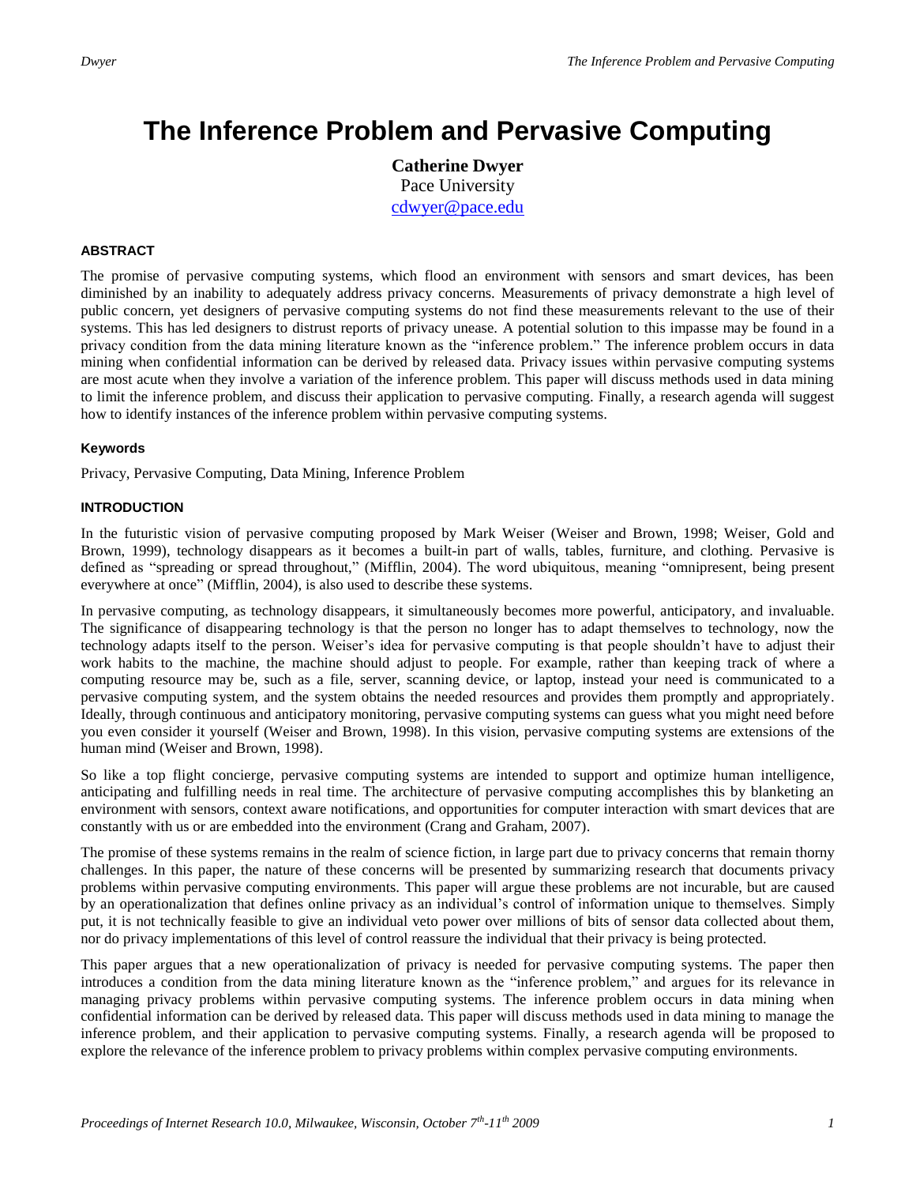# The Inference Problem and Pervasive Computing

**Catherine Dwyer**
Pace University
cdwyer@pace.edu

## ABSTRACT

The promise of pervasive computing systems, which flood an environment with sensors and smart devices, has been diminished by an inability to adequately address privacy concerns. Measurements of privacy demonstrate a high level of public concern, yet designers of pervasive computing systems do not find these measurements relevant to the use of their systems. This has led designers to distrust reports of privacy unease. A potential solution to this impasse may be found in a privacy condition from the data mining literature known as the "inference problem." The inference problem occurs in data mining when confidential information can be derived by released data. Privacy issues within pervasive computing systems are most acute when they involve a variation of the inference problem. This paper will discuss methods used in data mining to limit the inference problem, and discuss their application to pervasive computing. Finally, a research agenda will suggest how to identify instances of the inference problem within pervasive computing systems.

### Keywords

Privacy, Pervasive Computing, Data Mining, Inference Problem

## INTRODUCTION

In the futuristic vision of pervasive computing proposed by Mark Weiser (Weiser and Brown, 1998; Weiser, Gold and Brown, 1999), technology disappears as it becomes a built-in part of walls, tables, furniture, and clothing. Pervasive is defined as "spreading or spread throughout," (Mifflin, 2004). The word ubiquitous, meaning "omnipresent, being present everywhere at once" (Mifflin, 2004), is also used to describe these systems.

In pervasive computing, as technology disappears, it simultaneously becomes more powerful, anticipatory, and invaluable. The significance of disappearing technology is that the person no longer has to adapt themselves to technology, now the technology adapts itself to the person. Weiser's idea for pervasive computing is that people shouldn't have to adjust their work habits to the machine, the machine should adjust to people. For example, rather than keeping track of where a computing resource may be, such as a file, server, scanning device, or laptop, instead your need is communicated to a pervasive computing system, and the system obtains the needed resources and provides them promptly and appropriately. Ideally, through continuous and anticipatory monitoring, pervasive computing systems can guess what you might need before you even consider it yourself (Weiser and Brown, 1998). In this vision, pervasive computing systems are extensions of the human mind (Weiser and Brown, 1998).

So like a top flight concierge, pervasive computing systems are intended to support and optimize human intelligence, anticipating and fulfilling needs in real time. The architecture of pervasive computing accomplishes this by blanketing an environment with sensors, context aware notifications, and opportunities for computer interaction with smart devices that are constantly with us or are embedded into the environment (Crang and Graham, 2007).

The promise of these systems remains in the realm of science fiction, in large part due to privacy concerns that remain thorny challenges. In this paper, the nature of these concerns will be presented by summarizing research that documents privacy problems within pervasive computing environments. This paper will argue these problems are not incurable, but are caused by an operationalization that defines online privacy as an individual's control of information unique to themselves. Simply put, it is not technically feasible to give an individual veto power over millions of bits of sensor data collected about them, nor do privacy implementations of this level of control reassure the individual that their privacy is being protected.

This paper argues that a new operationalization of privacy is needed for pervasive computing systems. The paper then introduces a condition from the data mining literature known as the "inference problem," and argues for its relevance in managing privacy problems within pervasive computing systems. The inference problem occurs in data mining when confidential information can be derived by released data. This paper will discuss methods used in data mining to manage the inference problem, and their application to pervasive computing systems. Finally, a research agenda will be proposed to explore the relevance of the inference problem to privacy problems within complex pervasive computing environments.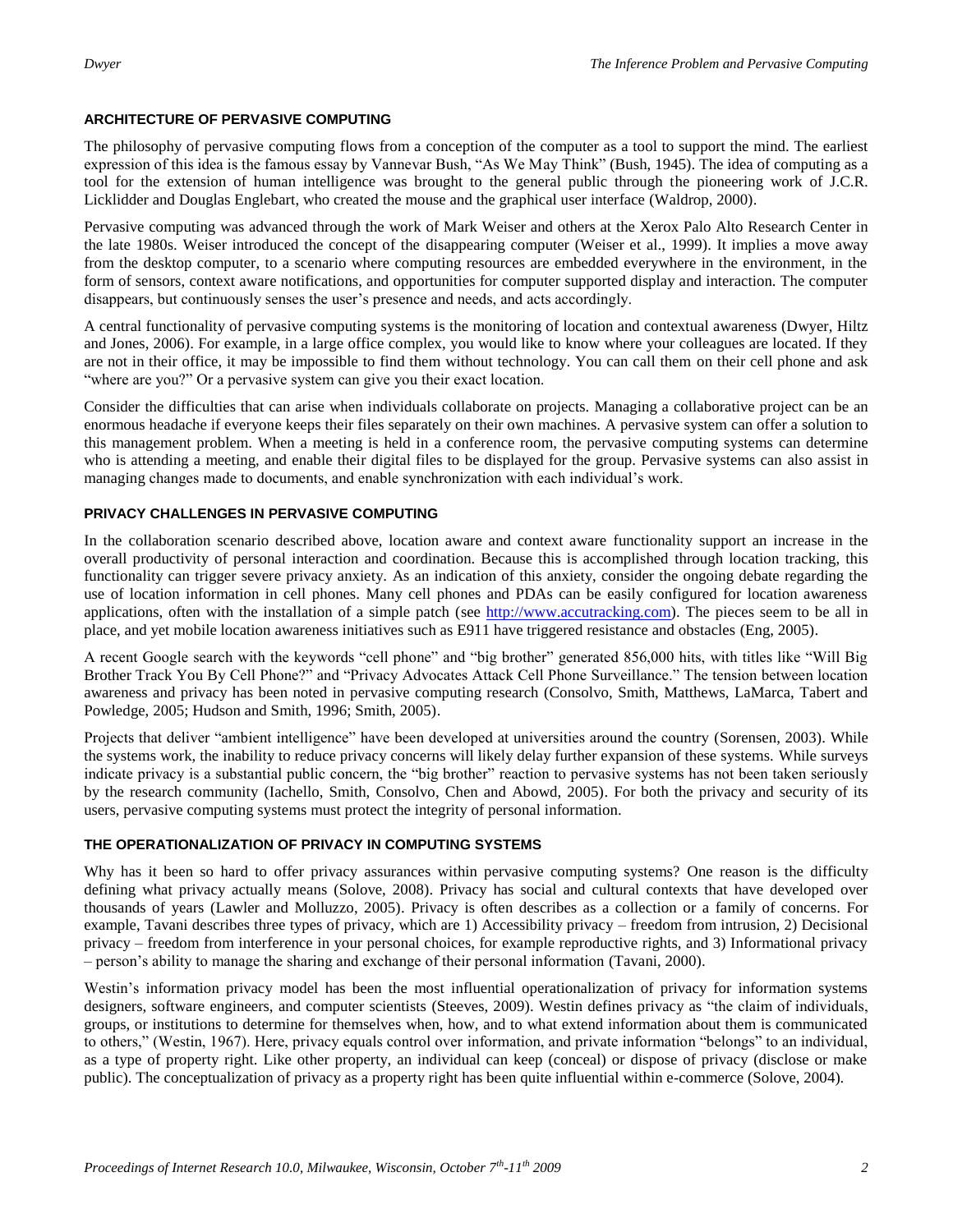## ARCHITECTURE OF PERVASIVE COMPUTING

The philosophy of pervasive computing flows from a conception of the computer as a tool to support the mind. The earliest expression of this idea is the famous essay by Vannevar Bush, "As We May Think" (Bush, 1945). The idea of computing as a tool for the extension of human intelligence was brought to the general public through the pioneering work of J.C.R. Licklidder and Douglas Englebart, who created the mouse and the graphical user interface (Waldrop, 2000).

Pervasive computing was advanced through the work of Mark Weiser and others at the Xerox Palo Alto Research Center in the late 1980s. Weiser introduced the concept of the disappearing computer (Weiser et al., 1999). It implies a move away from the desktop computer, to a scenario where computing resources are embedded everywhere in the environment, in the form of sensors, context aware notifications, and opportunities for computer supported display and interaction. The computer disappears, but continuously senses the user's presence and needs, and acts accordingly.

A central functionality of pervasive computing systems is the monitoring of location and contextual awareness (Dwyer, Hiltz and Jones, 2006). For example, in a large office complex, you would like to know where your colleagues are located. If they are not in their office, it may be impossible to find them without technology. You can call them on their cell phone and ask "where are you?" Or a pervasive system can give you their exact location.

Consider the difficulties that can arise when individuals collaborate on projects. Managing a collaborative project can be an enormous headache if everyone keeps their files separately on their own machines. A pervasive system can offer a solution to this management problem. When a meeting is held in a conference room, the pervasive computing systems can determine who is attending a meeting, and enable their digital files to be displayed for the group. Pervasive systems can also assist in managing changes made to documents, and enable synchronization with each individual's work.

## PRIVACY CHALLENGES IN PERVASIVE COMPUTING

In the collaboration scenario described above, location aware and context aware functionality support an increase in the overall productivity of personal interaction and coordination. Because this is accomplished through location tracking, this functionality can trigger severe privacy anxiety. As an indication of this anxiety, consider the ongoing debate regarding the use of location information in cell phones. Many cell phones and PDAs can be easily configured for location awareness applications, often with the installation of a simple patch (see http://www.accutracking.com). The pieces seem to be all in place, and yet mobile location awareness initiatives such as E911 have triggered resistance and obstacles (Eng, 2005).

A recent Google search with the keywords "cell phone" and "big brother" generated 856,000 hits, with titles like "Will Big Brother Track You By Cell Phone?" and "Privacy Advocates Attack Cell Phone Surveillance." The tension between location awareness and privacy has been noted in pervasive computing research (Consolvo, Smith, Matthews, LaMarca, Tabert and Powledge, 2005; Hudson and Smith, 1996; Smith, 2005).

Projects that deliver "ambient intelligence" have been developed at universities around the country (Sorensen, 2003). While the systems work, the inability to reduce privacy concerns will likely delay further expansion of these systems. While surveys indicate privacy is a substantial public concern, the "big brother" reaction to pervasive systems has not been taken seriously by the research community (Iachello, Smith, Consolvo, Chen and Abowd, 2005). For both the privacy and security of its users, pervasive computing systems must protect the integrity of personal information.

## THE OPERATIONALIZATION OF PRIVACY IN COMPUTING SYSTEMS

Why has it been so hard to offer privacy assurances within pervasive computing systems? One reason is the difficulty defining what privacy actually means (Solove, 2008). Privacy has social and cultural contexts that have developed over thousands of years (Lawler and Molluzzo, 2005). Privacy is often describes as a collection or a family of concerns. For example, Tavani describes three types of privacy, which are 1) Accessibility privacy – freedom from intrusion, 2) Decisional privacy – freedom from interference in your personal choices, for example reproductive rights, and 3) Informational privacy – person's ability to manage the sharing and exchange of their personal information (Tavani, 2000).

Westin's information privacy model has been the most influential operationalization of privacy for information systems designers, software engineers, and computer scientists (Steeves, 2009). Westin defines privacy as "the claim of individuals, groups, or institutions to determine for themselves when, how, and to what extend information about them is communicated to others," (Westin, 1967). Here, privacy equals control over information, and private information "belongs" to an individual, as a type of property right. Like other property, an individual can keep (conceal) or dispose of privacy (disclose or make public). The conceptualization of privacy as a property right has been quite influential within e-commerce (Solove, 2004).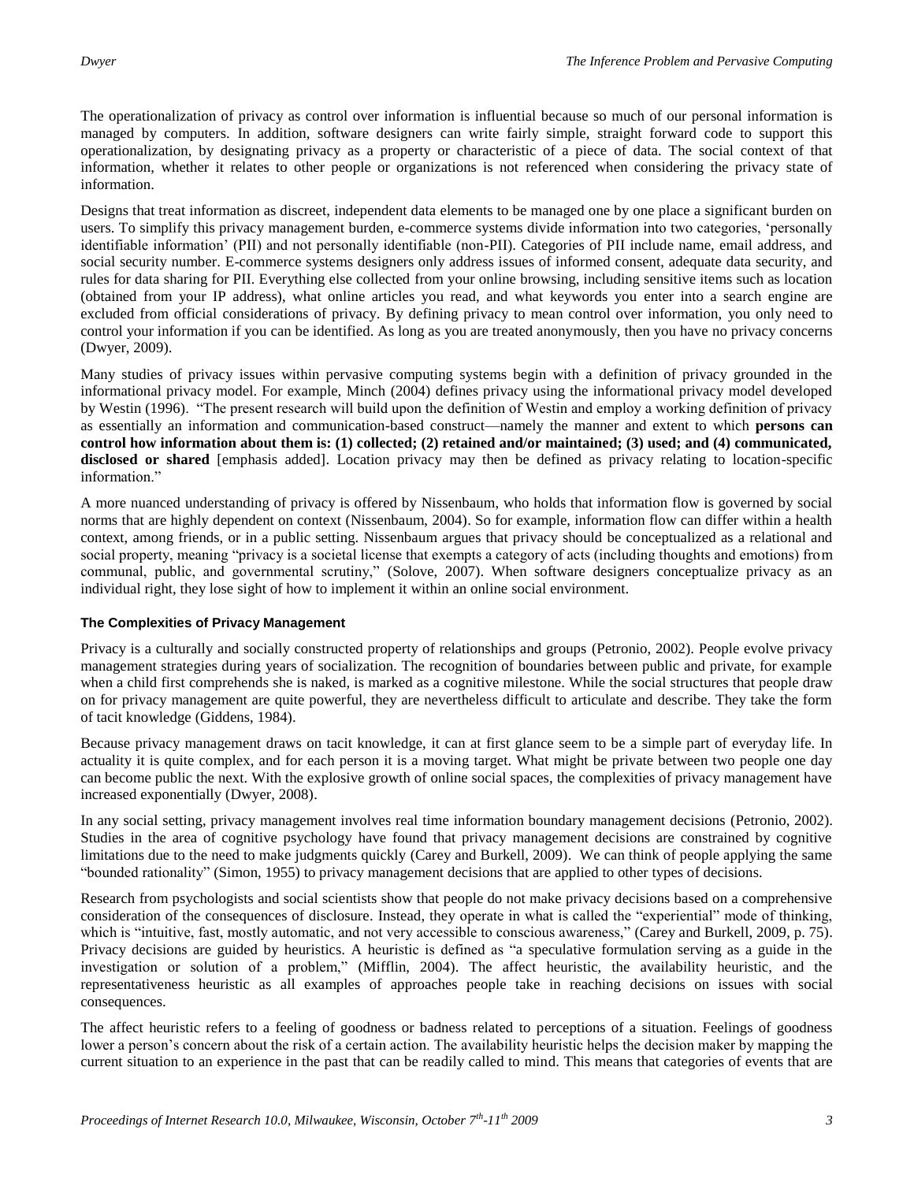The operationalization of privacy as control over information is influential because so much of our personal information is managed by computers. In addition, software designers can write fairly simple, straight forward code to support this operationalization, by designating privacy as a property or characteristic of a piece of data. The social context of that information, whether it relates to other people or organizations is not referenced when considering the privacy state of information.

Designs that treat information as discreet, independent data elements to be managed one by one place a significant burden on users. To simplify this privacy management burden, e-commerce systems divide information into two categories, 'personally identifiable information' (PII) and not personally identifiable (non-PII). Categories of PII include name, email address, and social security number. E-commerce systems designers only address issues of informed consent, adequate data security, and rules for data sharing for PII. Everything else collected from your online browsing, including sensitive items such as location (obtained from your IP address), what online articles you read, and what keywords you enter into a search engine are excluded from official considerations of privacy. By defining privacy to mean control over information, you only need to control your information if you can be identified. As long as you are treated anonymously, then you have no privacy concerns (Dwyer, 2009).

Many studies of privacy issues within pervasive computing systems begin with a definition of privacy grounded in the informational privacy model. For example, Minch (2004) defines privacy using the informational privacy model developed by Westin (1996). "The present research will build upon the definition of Westin and employ a working definition of privacy as essentially an information and communication-based construct—namely the manner and extent to which **persons can control how information about them is: (1) collected; (2) retained and/or maintained; (3) used; and (4) communicated, disclosed or shared** [emphasis added]. Location privacy may then be defined as privacy relating to location-specific information."

A more nuanced understanding of privacy is offered by Nissenbaum, who holds that information flow is governed by social norms that are highly dependent on context (Nissenbaum, 2004). So for example, information flow can differ within a health context, among friends, or in a public setting. Nissenbaum argues that privacy should be conceptualized as a relational and social property, meaning "privacy is a societal license that exempts a category of acts (including thoughts and emotions) from communal, public, and governmental scrutiny," (Solove, 2007). When software designers conceptualize privacy as an individual right, they lose sight of how to implement it within an online social environment.

#### The Complexities of Privacy Management

Privacy is a culturally and socially constructed property of relationships and groups (Petronio, 2002). People evolve privacy management strategies during years of socialization. The recognition of boundaries between public and private, for example when a child first comprehends she is naked, is marked as a cognitive milestone. While the social structures that people draw on for privacy management are quite powerful, they are nevertheless difficult to articulate and describe. They take the form of tacit knowledge (Giddens, 1984).

Because privacy management draws on tacit knowledge, it can at first glance seem to be a simple part of everyday life. In actuality it is quite complex, and for each person it is a moving target. What might be private between two people one day can become public the next. With the explosive growth of online social spaces, the complexities of privacy management have increased exponentially (Dwyer, 2008).

In any social setting, privacy management involves real time information boundary management decisions (Petronio, 2002). Studies in the area of cognitive psychology have found that privacy management decisions are constrained by cognitive limitations due to the need to make judgments quickly (Carey and Burkell, 2009). We can think of people applying the same "bounded rationality" (Simon, 1955) to privacy management decisions that are applied to other types of decisions.

Research from psychologists and social scientists show that people do not make privacy decisions based on a comprehensive consideration of the consequences of disclosure. Instead, they operate in what is called the "experiential" mode of thinking, which is "intuitive, fast, mostly automatic, and not very accessible to conscious awareness," (Carey and Burkell, 2009, p. 75). Privacy decisions are guided by heuristics. A heuristic is defined as "a speculative formulation serving as a guide in the investigation or solution of a problem," (Mifflin, 2004). The affect heuristic, the availability heuristic, and the representativeness heuristic as all examples of approaches people take in reaching decisions on issues with social consequences.

The affect heuristic refers to a feeling of goodness or badness related to perceptions of a situation. Feelings of goodness lower a person's concern about the risk of a certain action. The availability heuristic helps the decision maker by mapping the current situation to an experience in the past that can be readily called to mind. This means that categories of events that are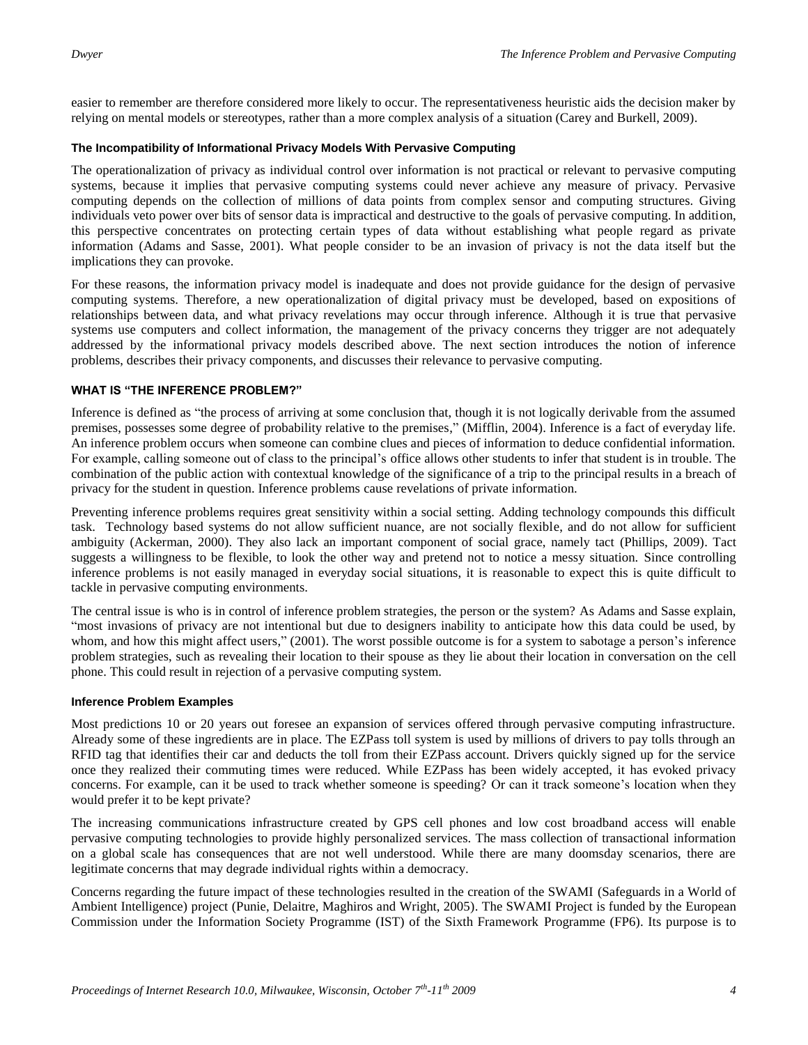easier to remember are therefore considered more likely to occur. The representativeness heuristic aids the decision maker by relying on mental models or stereotypes, rather than a more complex analysis of a situation (Carey and Burkell, 2009).

### The Incompatibility of Informational Privacy Models With Pervasive Computing

The operationalization of privacy as individual control over information is not practical or relevant to pervasive computing systems, because it implies that pervasive computing systems could never achieve any measure of privacy. Pervasive computing depends on the collection of millions of data points from complex sensor and computing structures. Giving individuals veto power over bits of sensor data is impractical and destructive to the goals of pervasive computing. In addition, this perspective concentrates on protecting certain types of data without establishing what people regard as private information (Adams and Sasse, 2001). What people consider to be an invasion of privacy is not the data itself but the implications they can provoke.

For these reasons, the information privacy model is inadequate and does not provide guidance for the design of pervasive computing systems. Therefore, a new operationalization of digital privacy must be developed, based on expositions of relationships between data, and what privacy revelations may occur through inference. Although it is true that pervasive systems use computers and collect information, the management of the privacy concerns they trigger are not adequately addressed by the informational privacy models described above. The next section introduces the notion of inference problems, describes their privacy components, and discusses their relevance to pervasive computing.

## WHAT IS "THE INFERENCE PROBLEM?"

Inference is defined as "the process of arriving at some conclusion that, though it is not logically derivable from the assumed premises, possesses some degree of probability relative to the premises," (Mifflin, 2004). Inference is a fact of everyday life. An inference problem occurs when someone can combine clues and pieces of information to deduce confidential information. For example, calling someone out of class to the principal's office allows other students to infer that student is in trouble. The combination of the public action with contextual knowledge of the significance of a trip to the principal results in a breach of privacy for the student in question. Inference problems cause revelations of private information.

Preventing inference problems requires great sensitivity within a social setting. Adding technology compounds this difficult task. Technology based systems do not allow sufficient nuance, are not socially flexible, and do not allow for sufficient ambiguity (Ackerman, 2000). They also lack an important component of social grace, namely tact (Phillips, 2009). Tact suggests a willingness to be flexible, to look the other way and pretend not to notice a messy situation. Since controlling inference problems is not easily managed in everyday social situations, it is reasonable to expect this is quite difficult to tackle in pervasive computing environments.

The central issue is who is in control of inference problem strategies, the person or the system? As Adams and Sasse explain, "most invasions of privacy are not intentional but due to designers inability to anticipate how this data could be used, by whom, and how this might affect users," (2001). The worst possible outcome is for a system to sabotage a person's inference problem strategies, such as revealing their location to their spouse as they lie about their location in conversation on the cell phone. This could result in rejection of a pervasive computing system.

### Inference Problem Examples

Most predictions 10 or 20 years out foresee an expansion of services offered through pervasive computing infrastructure. Already some of these ingredients are in place. The EZPass toll system is used by millions of drivers to pay tolls through an RFID tag that identifies their car and deducts the toll from their EZPass account. Drivers quickly signed up for the service once they realized their commuting times were reduced. While EZPass has been widely accepted, it has evoked privacy concerns. For example, can it be used to track whether someone is speeding? Or can it track someone's location when they would prefer it to be kept private?

The increasing communications infrastructure created by GPS cell phones and low cost broadband access will enable pervasive computing technologies to provide highly personalized services. The mass collection of transactional information on a global scale has consequences that are not well understood. While there are many doomsday scenarios, there are legitimate concerns that may degrade individual rights within a democracy.

Concerns regarding the future impact of these technologies resulted in the creation of the SWAMI (Safeguards in a World of Ambient Intelligence) project (Punie, Delaitre, Maghiros and Wright, 2005). The SWAMI Project is funded by the European Commission under the Information Society Programme (IST) of the Sixth Framework Programme (FP6). Its purpose is to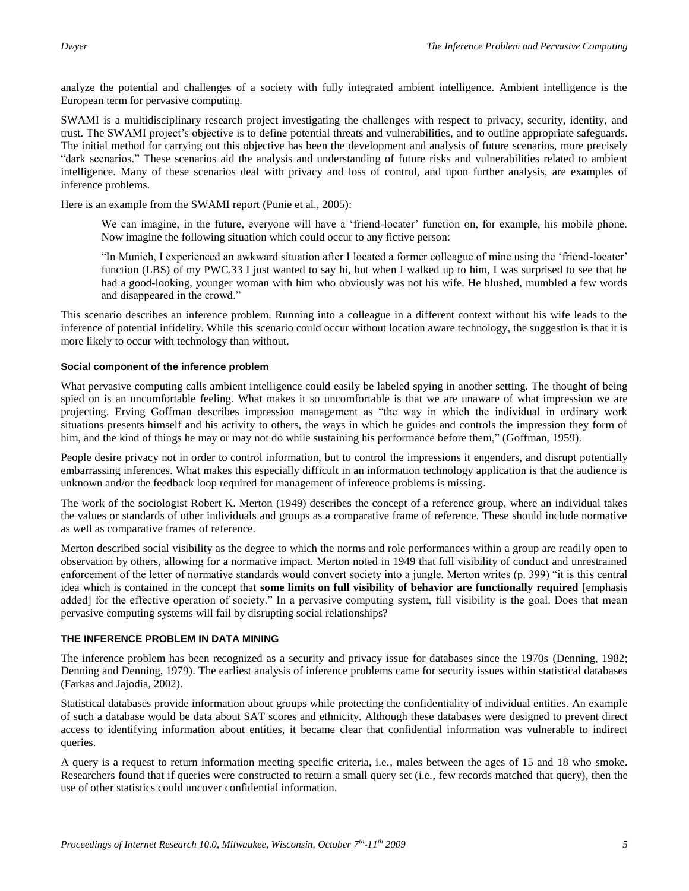analyze the potential and challenges of a society with fully integrated ambient intelligence. Ambient intelligence is the European term for pervasive computing.

SWAMI is a multidisciplinary research project investigating the challenges with respect to privacy, security, identity, and trust. The SWAMI project's objective is to define potential threats and vulnerabilities, and to outline appropriate safeguards. The initial method for carrying out this objective has been the development and analysis of future scenarios, more precisely "dark scenarios." These scenarios aid the analysis and understanding of future risks and vulnerabilities related to ambient intelligence. Many of these scenarios deal with privacy and loss of control, and upon further analysis, are examples of inference problems.

Here is an example from the SWAMI report (Punie et al., 2005):

> We can imagine, in the future, everyone will have a 'friend-locater' function on, for example, his mobile phone. Now imagine the following situation which could occur to any fictive person:
>
> "In Munich, I experienced an awkward situation after I located a former colleague of mine using the 'friend-locater' function (LBS) of my PWC.33 I just wanted to say hi, but when I walked up to him, I was surprised to see that he had a good-looking, younger woman with him who obviously was not his wife. He blushed, mumbled a few words and disappeared in the crowd."

This scenario describes an inference problem. Running into a colleague in a different context without his wife leads to the inference of potential infidelity. While this scenario could occur without location aware technology, the suggestion is that it is more likely to occur with technology than without.

#### Social component of the inference problem

What pervasive computing calls ambient intelligence could easily be labeled spying in another setting. The thought of being spied on is an uncomfortable feeling. What makes it so uncomfortable is that we are unaware of what impression we are projecting. Erving Goffman describes impression management as "the way in which the individual in ordinary work situations presents himself and his activity to others, the ways in which he guides and controls the impression they form of him, and the kind of things he may or may not do while sustaining his performance before them," (Goffman, 1959).

People desire privacy not in order to control information, but to control the impressions it engenders, and disrupt potentially embarrassing inferences. What makes this especially difficult in an information technology application is that the audience is unknown and/or the feedback loop required for management of inference problems is missing.

The work of the sociologist Robert K. Merton (1949) describes the concept of a reference group, where an individual takes the values or standards of other individuals and groups as a comparative frame of reference. These should include normative as well as comparative frames of reference.

Merton described social visibility as the degree to which the norms and role performances within a group are readily open to observation by others, allowing for a normative impact. Merton noted in 1949 that full visibility of conduct and unrestrained enforcement of the letter of normative standards would convert society into a jungle. Merton writes (p. 399) "it is this central idea which is contained in the concept that **some limits on full visibility of behavior are functionally required** [emphasis added] for the effective operation of society." In a pervasive computing system, full visibility is the goal. Does that mean pervasive computing systems will fail by disrupting social relationships?

### THE INFERENCE PROBLEM IN DATA MINING

The inference problem has been recognized as a security and privacy issue for databases since the 1970s (Denning, 1982; Denning and Denning, 1979). The earliest analysis of inference problems came for security issues within statistical databases (Farkas and Jajodia, 2002).

Statistical databases provide information about groups while protecting the confidentiality of individual entities. An example of such a database would be data about SAT scores and ethnicity. Although these databases were designed to prevent direct access to identifying information about entities, it became clear that confidential information was vulnerable to indirect queries.

A query is a request to return information meeting specific criteria, i.e., males between the ages of 15 and 18 who smoke. Researchers found that if queries were constructed to return a small query set (i.e., few records matched that query), then the use of other statistics could uncover confidential information.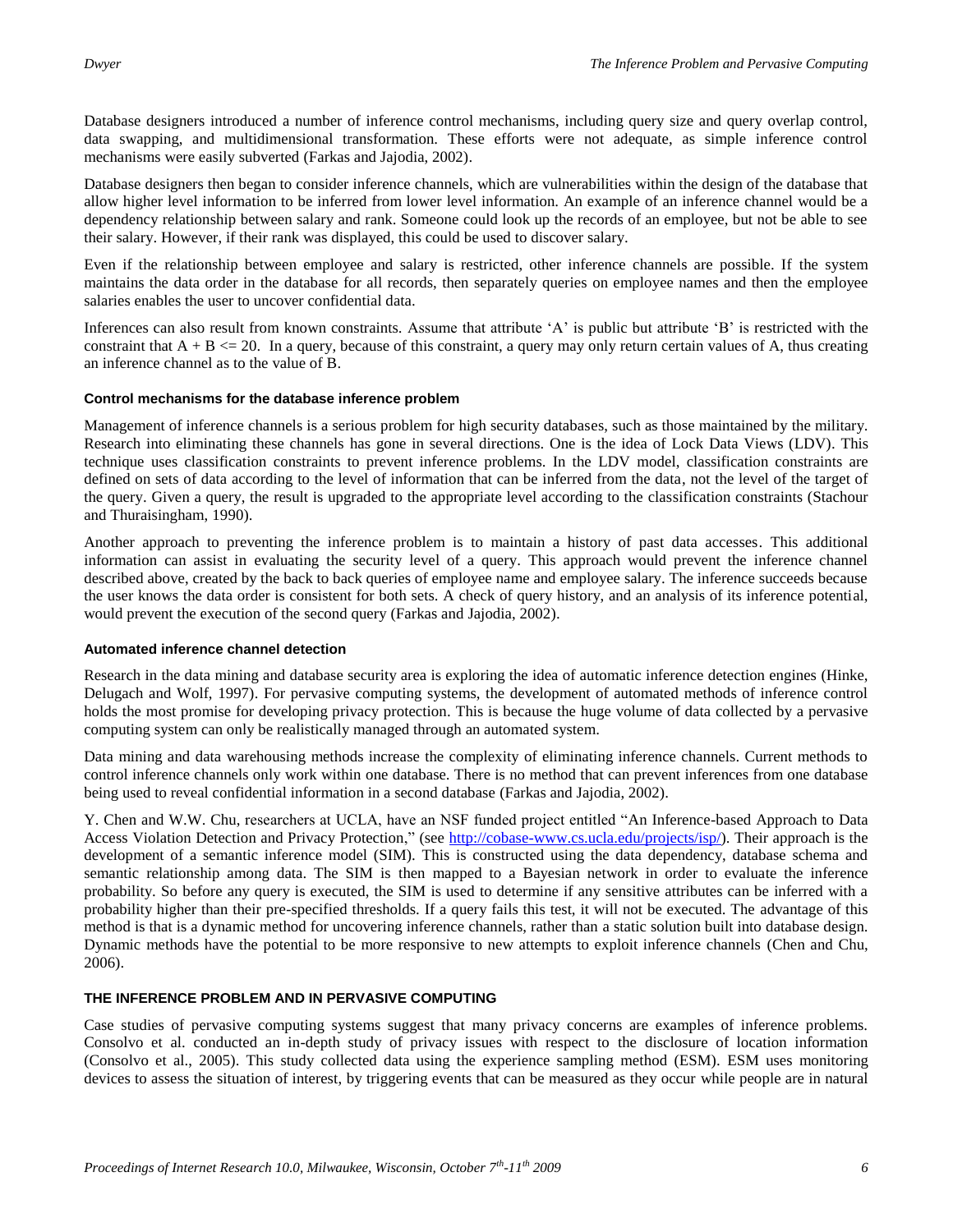Database designers introduced a number of inference control mechanisms, including query size and query overlap control, data swapping, and multidimensional transformation. These efforts were not adequate, as simple inference control mechanisms were easily subverted (Farkas and Jajodia, 2002).

Database designers then began to consider inference channels, which are vulnerabilities within the design of the database that allow higher level information to be inferred from lower level information. An example of an inference channel would be a dependency relationship between salary and rank. Someone could look up the records of an employee, but not be able to see their salary. However, if their rank was displayed, this could be used to discover salary.

Even if the relationship between employee and salary is restricted, other inference channels are possible. If the system maintains the data order in the database for all records, then separately queries on employee names and then the employee salaries enables the user to uncover confidential data.

Inferences can also result from known constraints. Assume that attribute 'A' is public but attribute 'B' is restricted with the constraint that $A + B <= 20$. In a query, because of this constraint, a query may only return certain values of A, thus creating an inference channel as to the value of B.

#### Control mechanisms for the database inference problem

Management of inference channels is a serious problem for high security databases, such as those maintained by the military. Research into eliminating these channels has gone in several directions. One is the idea of Lock Data Views (LDV). This technique uses classification constraints to prevent inference problems. In the LDV model, classification constraints are defined on sets of data according to the level of information that can be inferred from the data, not the level of the target of the query. Given a query, the result is upgraded to the appropriate level according to the classification constraints (Stachour and Thuraisingham, 1990).

Another approach to preventing the inference problem is to maintain a history of past data accesses. This additional information can assist in evaluating the security level of a query. This approach would prevent the inference channel described above, created by the back to back queries of employee name and employee salary. The inference succeeds because the user knows the data order is consistent for both sets. A check of query history, and an analysis of its inference potential, would prevent the execution of the second query (Farkas and Jajodia, 2002).

#### Automated inference channel detection

Research in the data mining and database security area is exploring the idea of automatic inference detection engines (Hinke, Delugach and Wolf, 1997). For pervasive computing systems, the development of automated methods of inference control holds the most promise for developing privacy protection. This is because the huge volume of data collected by a pervasive computing system can only be realistically managed through an automated system.

Data mining and data warehousing methods increase the complexity of eliminating inference channels. Current methods to control inference channels only work within one database. There is no method that can prevent inferences from one database being used to reveal confidential information in a second database (Farkas and Jajodia, 2002).

Y. Chen and W.W. Chu, researchers at UCLA, have an NSF funded project entitled "An Inference-based Approach to Data Access Violation Detection and Privacy Protection," (see http://cobase-www.cs.ucla.edu/projects/isp/). Their approach is the development of a semantic inference model (SIM). This is constructed using the data dependency, database schema and semantic relationship among data. The SIM is then mapped to a Bayesian network in order to evaluate the inference probability. So before any query is executed, the SIM is used to determine if any sensitive attributes can be inferred with a probability higher than their pre-specified thresholds. If a query fails this test, it will not be executed. The advantage of this method is that is a dynamic method for uncovering inference channels, rather than a static solution built into database design. Dynamic methods have the potential to be more responsive to new attempts to exploit inference channels (Chen and Chu, 2006).

### THE INFERENCE PROBLEM AND IN PERVASIVE COMPUTING

Case studies of pervasive computing systems suggest that many privacy concerns are examples of inference problems. Consolvo et al. conducted an in-depth study of privacy issues with respect to the disclosure of location information (Consolvo et al., 2005). This study collected data using the experience sampling method (ESM). ESM uses monitoring devices to assess the situation of interest, by triggering events that can be measured as they occur while people are in natural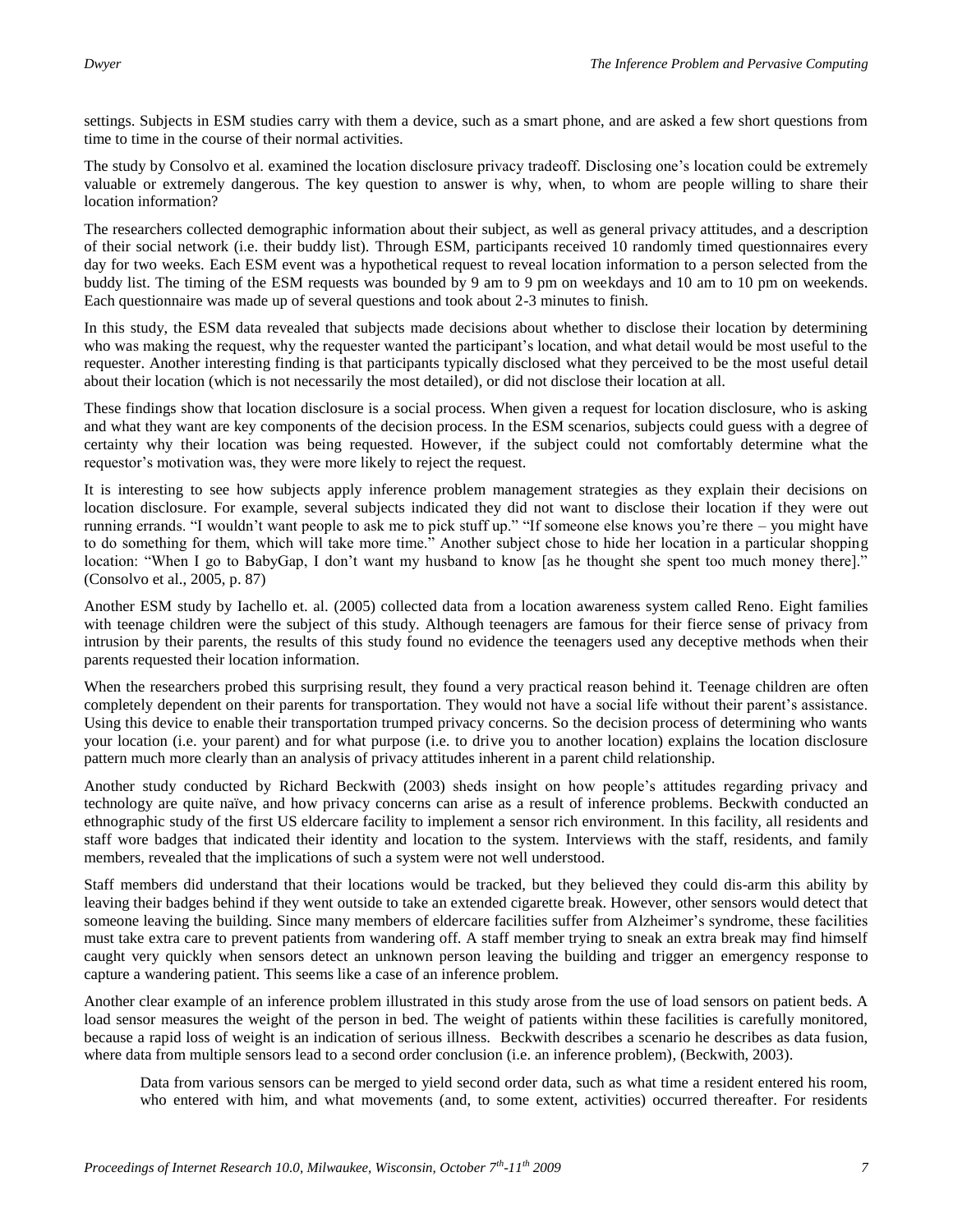settings. Subjects in ESM studies carry with them a device, such as a smart phone, and are asked a few short questions from time to time in the course of their normal activities.

The study by Consolvo et al. examined the location disclosure privacy tradeoff. Disclosing one's location could be extremely valuable or extremely dangerous. The key question to answer is why, when, to whom are people willing to share their location information?

The researchers collected demographic information about their subject, as well as general privacy attitudes, and a description of their social network (i.e. their buddy list). Through ESM, participants received 10 randomly timed questionnaires every day for two weeks. Each ESM event was a hypothetical request to reveal location information to a person selected from the buddy list. The timing of the ESM requests was bounded by 9 am to 9 pm on weekdays and 10 am to 10 pm on weekends. Each questionnaire was made up of several questions and took about 2-3 minutes to finish.

In this study, the ESM data revealed that subjects made decisions about whether to disclose their location by determining who was making the request, why the requester wanted the participant's location, and what detail would be most useful to the requester. Another interesting finding is that participants typically disclosed what they perceived to be the most useful detail about their location (which is not necessarily the most detailed), or did not disclose their location at all.

These findings show that location disclosure is a social process. When given a request for location disclosure, who is asking and what they want are key components of the decision process. In the ESM scenarios, subjects could guess with a degree of certainty why their location was being requested. However, if the subject could not comfortably determine what the requestor's motivation was, they were more likely to reject the request.

It is interesting to see how subjects apply inference problem management strategies as they explain their decisions on location disclosure. For example, several subjects indicated they did not want to disclose their location if they were out running errands. "I wouldn't want people to ask me to pick stuff up." "If someone else knows you're there – you might have to do something for them, which will take more time." Another subject chose to hide her location in a particular shopping location: "When I go to BabyGap, I don't want my husband to know [as he thought she spent too much money there]." (Consolvo et al., 2005, p. 87)

Another ESM study by Iachello et. al. (2005) collected data from a location awareness system called Reno. Eight families with teenage children were the subject of this study. Although teenagers are famous for their fierce sense of privacy from intrusion by their parents, the results of this study found no evidence the teenagers used any deceptive methods when their parents requested their location information.

When the researchers probed this surprising result, they found a very practical reason behind it. Teenage children are often completely dependent on their parents for transportation. They would not have a social life without their parent's assistance. Using this device to enable their transportation trumped privacy concerns. So the decision process of determining who wants your location (i.e. your parent) and for what purpose (i.e. to drive you to another location) explains the location disclosure pattern much more clearly than an analysis of privacy attitudes inherent in a parent child relationship.

Another study conducted by Richard Beckwith (2003) sheds insight on how people's attitudes regarding privacy and technology are quite naïve, and how privacy concerns can arise as a result of inference problems. Beckwith conducted an ethnographic study of the first US eldercare facility to implement a sensor rich environment. In this facility, all residents and staff wore badges that indicated their identity and location to the system. Interviews with the staff, residents, and family members, revealed that the implications of such a system were not well understood.

Staff members did understand that their locations would be tracked, but they believed they could dis-arm this ability by leaving their badges behind if they went outside to take an extended cigarette break. However, other sensors would detect that someone leaving the building. Since many members of eldercare facilities suffer from Alzheimer's syndrome, these facilities must take extra care to prevent patients from wandering off. A staff member trying to sneak an extra break may find himself caught very quickly when sensors detect an unknown person leaving the building and trigger an emergency response to capture a wandering patient. This seems like a case of an inference problem.

Another clear example of an inference problem illustrated in this study arose from the use of load sensors on patient beds. A load sensor measures the weight of the person in bed. The weight of patients within these facilities is carefully monitored, because a rapid loss of weight is an indication of serious illness. Beckwith describes a scenario he describes as data fusion, where data from multiple sensors lead to a second order conclusion (i.e. an inference problem), (Beckwith, 2003).

> Data from various sensors can be merged to yield second order data, such as what time a resident entered his room, who entered with him, and what movements (and, to some extent, activities) occurred thereafter. For residents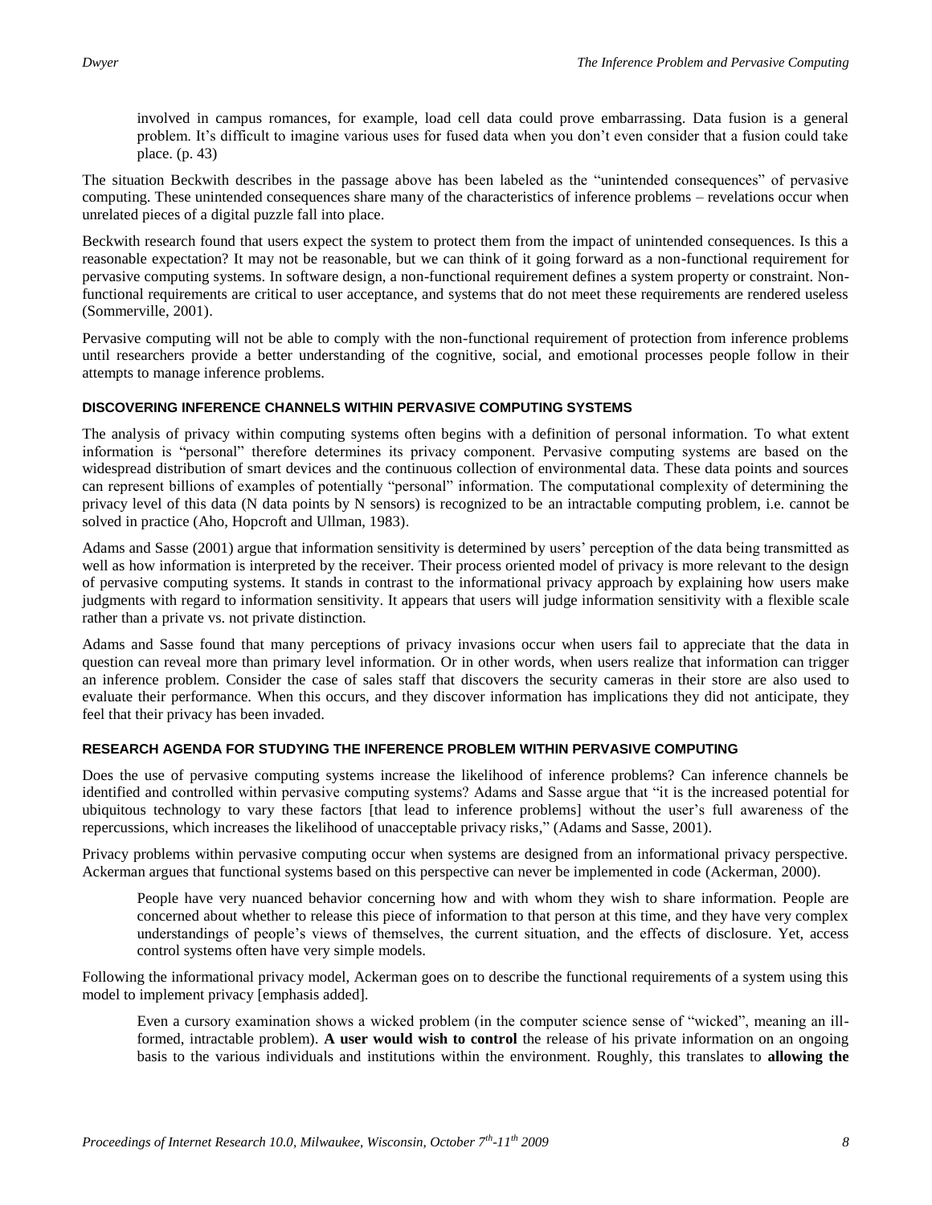> involved in campus romances, for example, load cell data could prove embarrassing. Data fusion is a general problem. It's difficult to imagine various uses for fused data when you don't even consider that a fusion could take place. (p. 43)

The situation Beckwith describes in the passage above has been labeled as the "unintended consequences" of pervasive computing. These unintended consequences share many of the characteristics of inference problems – revelations occur when unrelated pieces of a digital puzzle fall into place.

Beckwith research found that users expect the system to protect them from the impact of unintended consequences. Is this a reasonable expectation? It may not be reasonable, but we can think of it going forward as a non-functional requirement for pervasive computing systems. In software design, a non-functional requirement defines a system property or constraint. Non-functional requirements are critical to user acceptance, and systems that do not meet these requirements are rendered useless (Sommerville, 2001).

Pervasive computing will not be able to comply with the non-functional requirement of protection from inference problems until researchers provide a better understanding of the cognitive, social, and emotional processes people follow in their attempts to manage inference problems.

#### DISCOVERING INFERENCE CHANNELS WITHIN PERVASIVE COMPUTING SYSTEMS

The analysis of privacy within computing systems often begins with a definition of personal information. To what extent information is "personal" therefore determines its privacy component. Pervasive computing systems are based on the widespread distribution of smart devices and the continuous collection of environmental data. These data points and sources can represent billions of examples of potentially "personal" information. The computational complexity of determining the privacy level of this data (N data points by N sensors) is recognized to be an intractable computing problem, i.e. cannot be solved in practice (Aho, Hopcroft and Ullman, 1983).

Adams and Sasse (2001) argue that information sensitivity is determined by users' perception of the data being transmitted as well as how information is interpreted by the receiver. Their process oriented model of privacy is more relevant to the design of pervasive computing systems. It stands in contrast to the informational privacy approach by explaining how users make judgments with regard to information sensitivity. It appears that users will judge information sensitivity with a flexible scale rather than a private vs. not private distinction.

Adams and Sasse found that many perceptions of privacy invasions occur when users fail to appreciate that the data in question can reveal more than primary level information. Or in other words, when users realize that information can trigger an inference problem. Consider the case of sales staff that discovers the security cameras in their store are also used to evaluate their performance. When this occurs, and they discover information has implications they did not anticipate, they feel that their privacy has been invaded.

#### RESEARCH AGENDA FOR STUDYING THE INFERENCE PROBLEM WITHIN PERVASIVE COMPUTING

Does the use of pervasive computing systems increase the likelihood of inference problems? Can inference channels be identified and controlled within pervasive computing systems? Adams and Sasse argue that "it is the increased potential for ubiquitous technology to vary these factors [that lead to inference problems] without the user's full awareness of the repercussions, which increases the likelihood of unacceptable privacy risks," (Adams and Sasse, 2001).

Privacy problems within pervasive computing occur when systems are designed from an informational privacy perspective. Ackerman argues that functional systems based on this perspective can never be implemented in code (Ackerman, 2000).

> People have very nuanced behavior concerning how and with whom they wish to share information. People are concerned about whether to release this piece of information to that person at this time, and they have very complex understandings of people's views of themselves, the current situation, and the effects of disclosure. Yet, access control systems often have very simple models.

Following the informational privacy model, Ackerman goes on to describe the functional requirements of a system using this model to implement privacy [emphasis added].

> Even a cursory examination shows a wicked problem (in the computer science sense of "wicked", meaning an ill-formed, intractable problem). **A user would wish to control** the release of his private information on an ongoing basis to the various individuals and institutions within the environment. Roughly, this translates to **allowing the**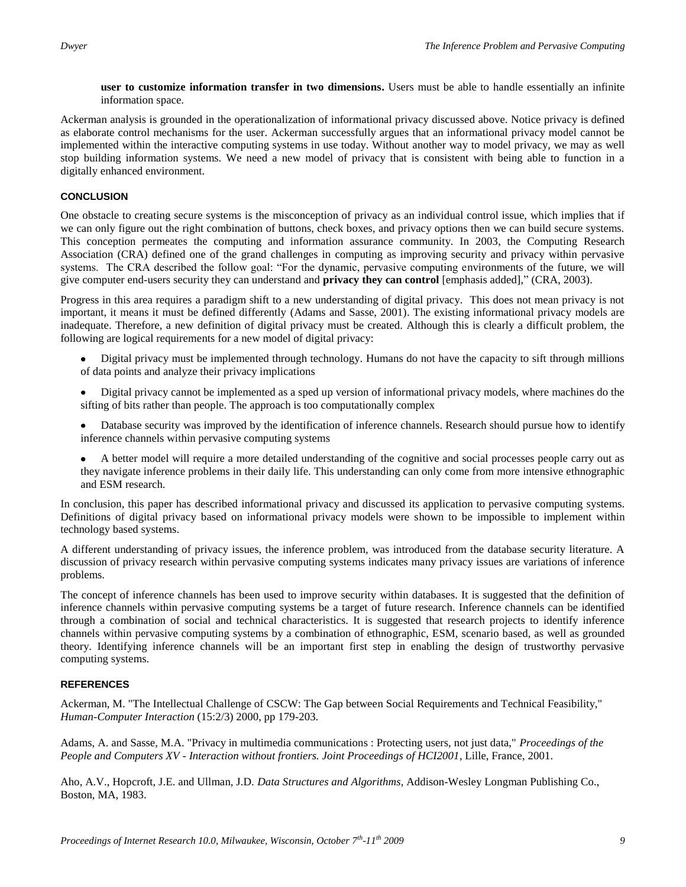**user to customize information transfer in two dimensions.** Users must be able to handle essentially an infinite information space.

Ackerman analysis is grounded in the operationalization of informational privacy discussed above. Notice privacy is defined as elaborate control mechanisms for the user. Ackerman successfully argues that an informational privacy model cannot be implemented within the interactive computing systems in use today. Without another way to model privacy, we may as well stop building information systems. We need a new model of privacy that is consistent with being able to function in a digitally enhanced environment.

## CONCLUSION

One obstacle to creating secure systems is the misconception of privacy as an individual control issue, which implies that if we can only figure out the right combination of buttons, check boxes, and privacy options then we can build secure systems. This conception permeates the computing and information assurance community. In 2003, the Computing Research Association (CRA) defined one of the grand challenges in computing as improving security and privacy within pervasive systems. The CRA described the follow goal: "For the dynamic, pervasive computing environments of the future, we will give computer end-users security they can understand and **privacy they can control** [emphasis added]," (CRA, 2003).

Progress in this area requires a paradigm shift to a new understanding of digital privacy. This does not mean privacy is not important, it means it must be defined differently (Adams and Sasse, 2001). The existing informational privacy models are inadequate. Therefore, a new definition of digital privacy must be created. Although this is clearly a difficult problem, the following are logical requirements for a new model of digital privacy:

- Digital privacy must be implemented through technology. Humans do not have the capacity to sift through millions of data points and analyze their privacy implications
- Digital privacy cannot be implemented as a sped up version of informational privacy models, where machines do the sifting of bits rather than people. The approach is too computationally complex
- Database security was improved by the identification of inference channels. Research should pursue how to identify inference channels within pervasive computing systems
- A better model will require a more detailed understanding of the cognitive and social processes people carry out as they navigate inference problems in their daily life. This understanding can only come from more intensive ethnographic and ESM research.

In conclusion, this paper has described informational privacy and discussed its application to pervasive computing systems. Definitions of digital privacy based on informational privacy models were shown to be impossible to implement within technology based systems.

A different understanding of privacy issues, the inference problem, was introduced from the database security literature. A discussion of privacy research within pervasive computing systems indicates many privacy issues are variations of inference problems.

The concept of inference channels has been used to improve security within databases. It is suggested that the definition of inference channels within pervasive computing systems be a target of future research. Inference channels can be identified through a combination of social and technical characteristics. It is suggested that research projects to identify inference channels within pervasive computing systems by a combination of ethnographic, ESM, scenario based, as well as grounded theory. Identifying inference channels will be an important first step in enabling the design of trustworthy pervasive computing systems.

## REFERENCES

Ackerman, M. "The Intellectual Challenge of CSCW: The Gap between Social Requirements and Technical Feasibility," *Human-Computer Interaction* (15:2/3) 2000, pp 179-203.

Adams, A. and Sasse, M.A. "Privacy in multimedia communications : Protecting users, not just data," *Proceedings of the People and Computers XV - Interaction without frontiers. Joint Proceedings of HCI2001*, Lille, France, 2001.

Aho, A.V., Hopcroft, J.E. and Ullman, J.D. *Data Structures and Algorithms*, Addison-Wesley Longman Publishing Co., Boston, MA, 1983.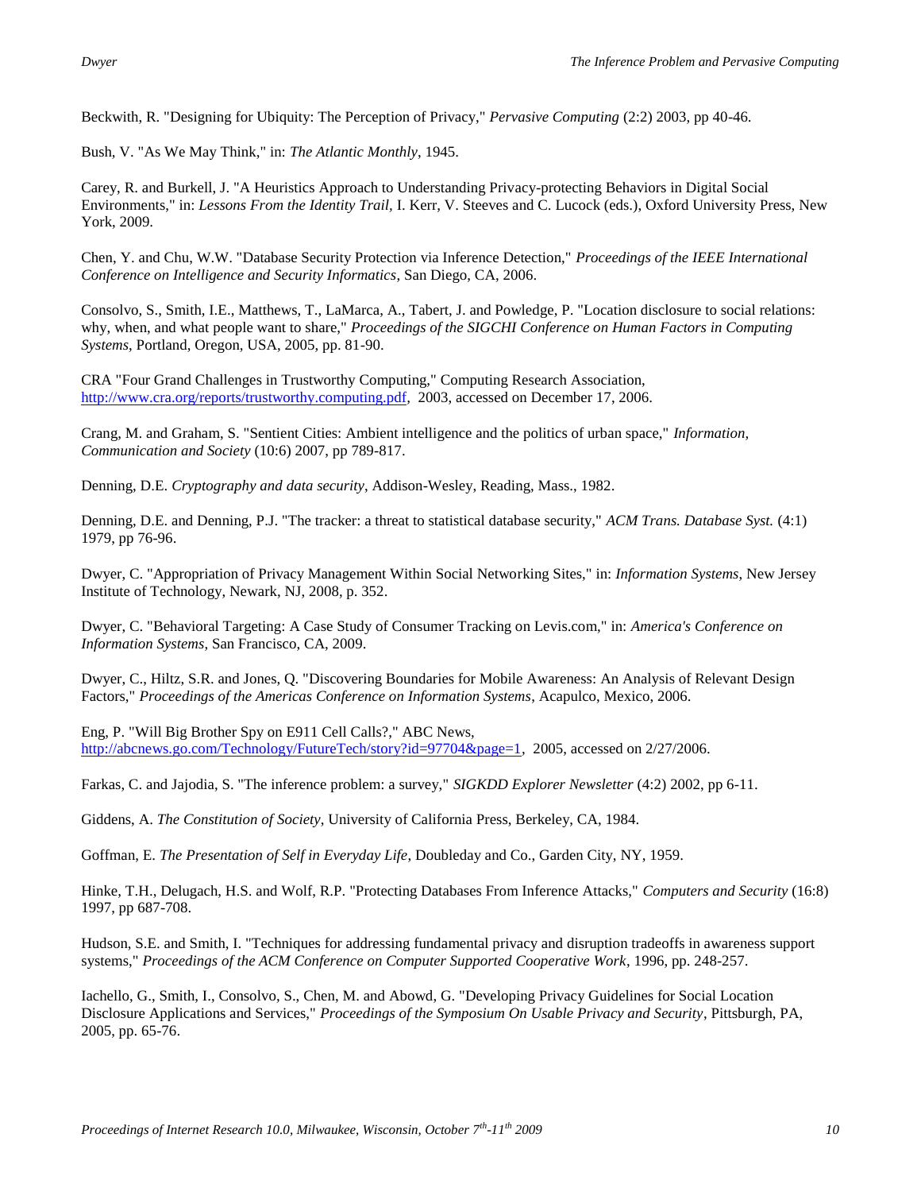Beckwith, R. "Designing for Ubiquity: The Perception of Privacy," *Pervasive Computing* (2:2) 2003, pp 40-46.

Bush, V. "As We May Think," in: *The Atlantic Monthly*, 1945.

Carey, R. and Burkell, J. "A Heuristics Approach to Understanding Privacy-protecting Behaviors in Digital Social Environments," in: *Lessons From the Identity Trail*, I. Kerr, V. Steeves and C. Lucock (eds.), Oxford University Press, New York, 2009.

Chen, Y. and Chu, W.W. "Database Security Protection via Inference Detection," *Proceedings of the IEEE International Conference on Intelligence and Security Informatics*, San Diego, CA, 2006.

Consolvo, S., Smith, I.E., Matthews, T., LaMarca, A., Tabert, J. and Powledge, P. "Location disclosure to social relations: why, when, and what people want to share," *Proceedings of the SIGCHI Conference on Human Factors in Computing Systems*, Portland, Oregon, USA, 2005, pp. 81-90.

CRA "Four Grand Challenges in Trustworthy Computing," Computing Research Association, http://www.cra.org/reports/trustworthy.computing.pdf, 2003, accessed on December 17, 2006.

Crang, M. and Graham, S. "Sentient Cities: Ambient intelligence and the politics of urban space," *Information, Communication and Society* (10:6) 2007, pp 789-817.

Denning, D.E. *Cryptography and data security*, Addison-Wesley, Reading, Mass., 1982.

Denning, D.E. and Denning, P.J. "The tracker: a threat to statistical database security," *ACM Trans. Database Syst.* (4:1) 1979, pp 76-96.

Dwyer, C. "Appropriation of Privacy Management Within Social Networking Sites," in: *Information Systems*, New Jersey Institute of Technology, Newark, NJ, 2008, p. 352.

Dwyer, C. "Behavioral Targeting: A Case Study of Consumer Tracking on Levis.com," in: *America's Conference on Information Systems*, San Francisco, CA, 2009.

Dwyer, C., Hiltz, S.R. and Jones, Q. "Discovering Boundaries for Mobile Awareness: An Analysis of Relevant Design Factors," *Proceedings of the Americas Conference on Information Systems*, Acapulco, Mexico, 2006.

Eng, P. "Will Big Brother Spy on E911 Cell Calls?," ABC News, http://abcnews.go.com/Technology/FutureTech/story?id=97704&page=1, 2005, accessed on 2/27/2006.

Farkas, C. and Jajodia, S. "The inference problem: a survey," *SIGKDD Explorer Newsletter* (4:2) 2002, pp 6-11.

Giddens, A. *The Constitution of Society*, University of California Press, Berkeley, CA, 1984.

Goffman, E. *The Presentation of Self in Everyday Life*, Doubleday and Co., Garden City, NY, 1959.

Hinke, T.H., Delugach, H.S. and Wolf, R.P. "Protecting Databases From Inference Attacks," *Computers and Security* (16:8) 1997, pp 687-708.

Hudson, S.E. and Smith, I. "Techniques for addressing fundamental privacy and disruption tradeoffs in awareness support systems," *Proceedings of the ACM Conference on Computer Supported Cooperative Work*, 1996, pp. 248-257.

Iachello, G., Smith, I., Consolvo, S., Chen, M. and Abowd, G. "Developing Privacy Guidelines for Social Location Disclosure Applications and Services," *Proceedings of the Symposium On Usable Privacy and Security*, Pittsburgh, PA, 2005, pp. 65-76.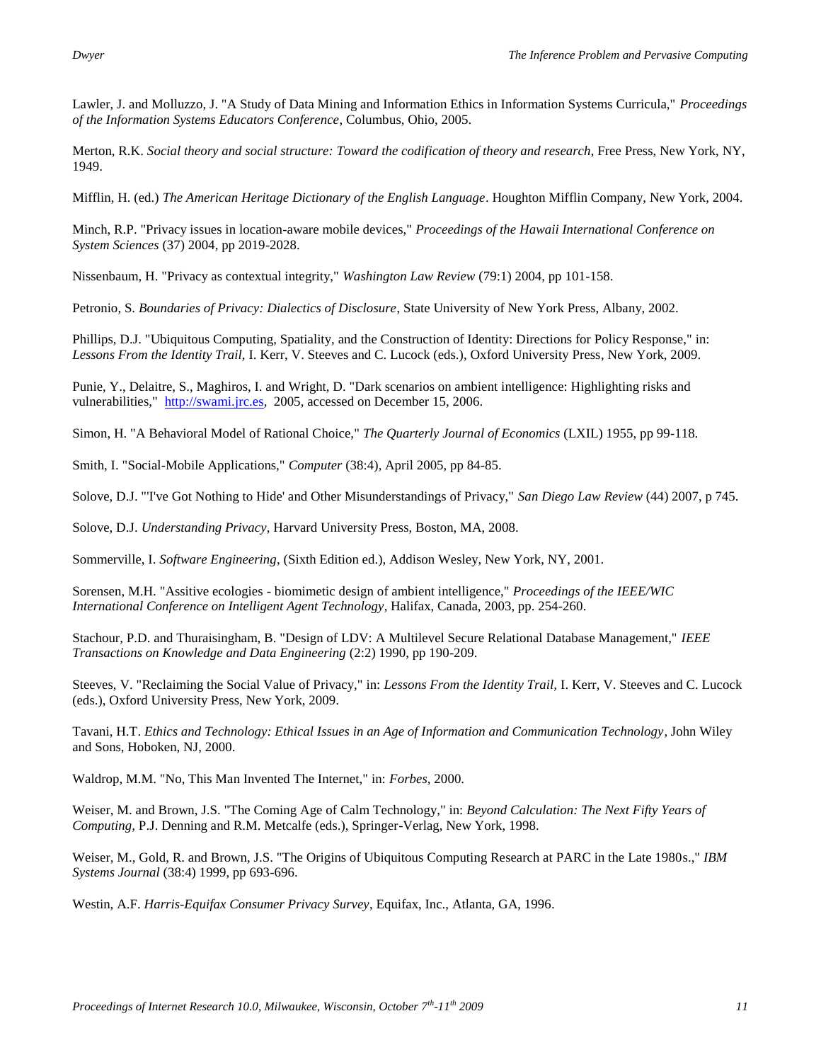Lawler, J. and Molluzzo, J. "A Study of Data Mining and Information Ethics in Information Systems Curricula," *Proceedings of the Information Systems Educators Conference*, Columbus, Ohio, 2005.

Merton, R.K. *Social theory and social structure: Toward the codification of theory and research*, Free Press, New York, NY, 1949.

Mifflin, H. (ed.) *The American Heritage Dictionary of the English Language*. Houghton Mifflin Company, New York, 2004.

Minch, R.P. "Privacy issues in location-aware mobile devices," *Proceedings of the Hawaii International Conference on System Sciences* (37) 2004, pp 2019-2028.

Nissenbaum, H. "Privacy as contextual integrity," *Washington Law Review* (79:1) 2004, pp 101-158.

Petronio, S. *Boundaries of Privacy: Dialectics of Disclosure*, State University of New York Press, Albany, 2002.

Phillips, D.J. "Ubiquitous Computing, Spatiality, and the Construction of Identity: Directions for Policy Response," in: *Lessons From the Identity Trail,* I. Kerr, V. Steeves and C. Lucock (eds.), Oxford University Press, New York, 2009.

Punie, Y., Delaitre, S., Maghiros, I. and Wright, D. "Dark scenarios on ambient intelligence: Highlighting risks and vulnerabilities," http://swami.jrc.es, 2005, accessed on December 15, 2006.

Simon, H. "A Behavioral Model of Rational Choice," *The Quarterly Journal of Economics* (LXIL) 1955, pp 99-118.

Smith, I. "Social-Mobile Applications," *Computer* (38:4), April 2005, pp 84-85.

Solove, D.J. "'I've Got Nothing to Hide' and Other Misunderstandings of Privacy," *San Diego Law Review* (44) 2007, p 745.

Solove, D.J. *Understanding Privacy*, Harvard University Press, Boston, MA, 2008.

Sommerville, I. *Software Engineering*, (Sixth Edition ed.), Addison Wesley, New York, NY, 2001.

Sorensen, M.H. "Assitive ecologies - biomimetic design of ambient intelligence," *Proceedings of the IEEE/WIC International Conference on Intelligent Agent Technology*, Halifax, Canada, 2003, pp. 254-260.

Stachour, P.D. and Thuraisingham, B. "Design of LDV: A Multilevel Secure Relational Database Management," *IEEE Transactions on Knowledge and Data Engineering* (2:2) 1990, pp 190-209.

Steeves, V. "Reclaiming the Social Value of Privacy," in: *Lessons From the Identity Trail,* I. Kerr, V. Steeves and C. Lucock (eds.), Oxford University Press, New York, 2009.

Tavani, H.T. *Ethics and Technology: Ethical Issues in an Age of Information and Communication Technology*, John Wiley and Sons, Hoboken, NJ, 2000.

Waldrop, M.M. "No, This Man Invented The Internet," in: *Forbes*, 2000.

Weiser, M. and Brown, J.S. "The Coming Age of Calm Technology," in: *Beyond Calculation: The Next Fifty Years of Computing,* P.J. Denning and R.M. Metcalfe (eds.), Springer-Verlag, New York, 1998.

Weiser, M., Gold, R. and Brown, J.S. "The Origins of Ubiquitous Computing Research at PARC in the Late 1980s.," *IBM Systems Journal* (38:4) 1999, pp 693-696.

Westin, A.F. *Harris-Equifax Consumer Privacy Survey*, Equifax, Inc., Atlanta, GA, 1996.